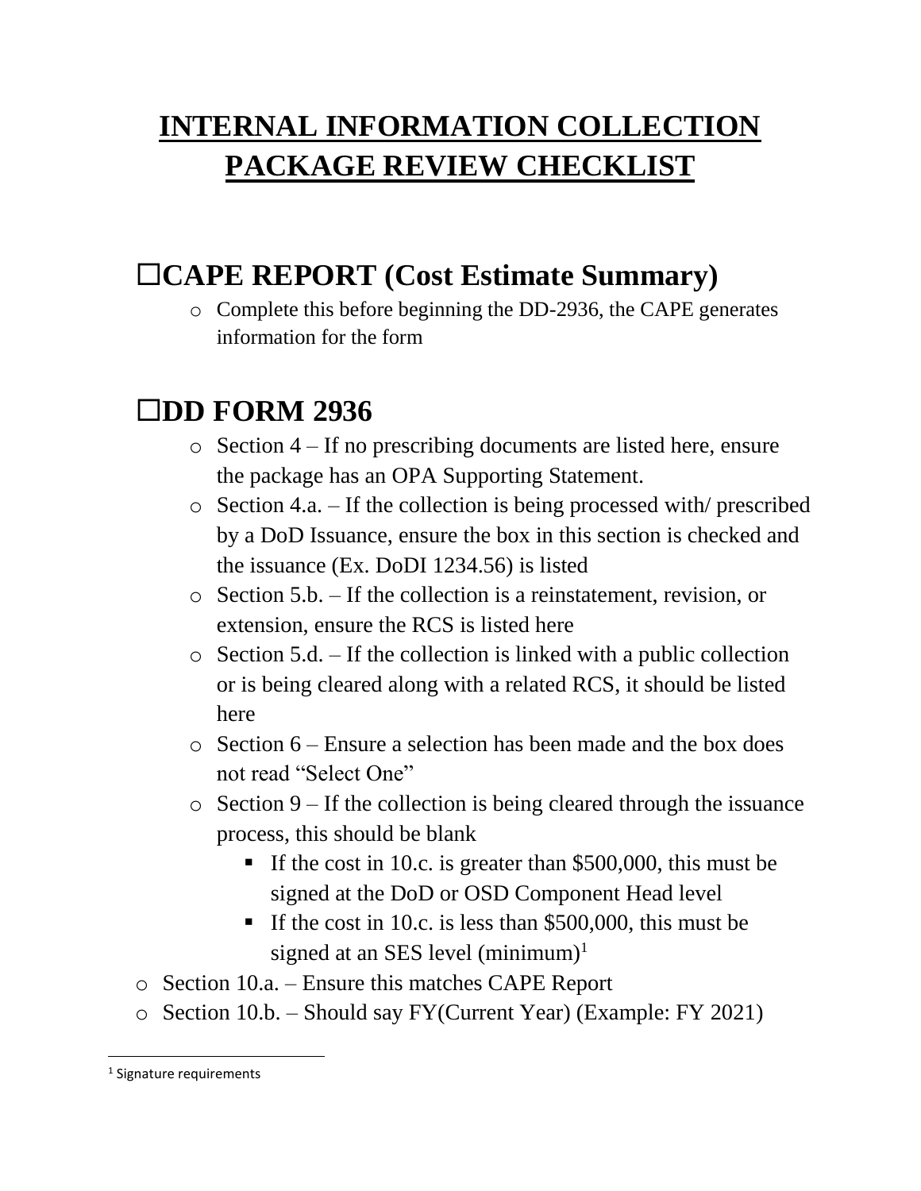# INTERNAL INFORMATION COLLECTION PACKAGE REVIEW CHECKLIST

## ☐CAPE REPORT (Cost Estimate Summary)

- Complete this before beginning the DD-2936, the CAPE generates information for the form

## ☐DD FORM 2936

- Section 4 – If no prescribing documents are listed here, ensure the package has an OPA Supporting Statement.
- Section 4.a. – If the collection is being processed with/ prescribed by a DoD Issuance, ensure the box in this section is checked and the issuance (Ex. DoDI 1234.56) is listed
- Section 5.b. – If the collection is a reinstatement, revision, or extension, ensure the RCS is listed here
- Section 5.d. – If the collection is linked with a public collection or is being cleared along with a related RCS, it should be listed here
- Section 6 – Ensure a selection has been made and the box does not read "Select One"
- Section 9 – If the collection is being cleared through the issuance process, this should be blank
  - If the cost in 10.c. is greater than $500,000, this must be signed at the DoD or OSD Component Head level
  - If the cost in 10.c. is less than $500,000, this must be signed at an SES level (minimum)[1]
- Section 10.a. – Ensure this matches CAPE Report
- Section 10.b. – Should say FY(Current Year) (Example: FY 2021)

---

[1] Signature requirements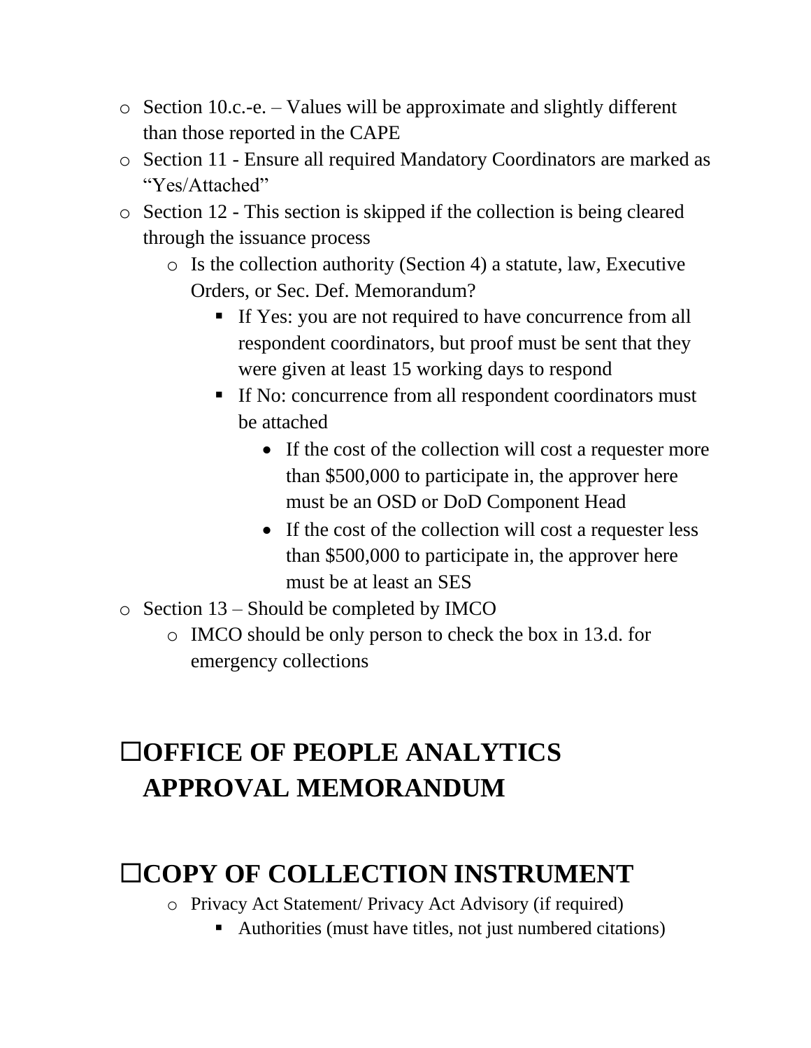- Section 10.c.-e. – Values will be approximate and slightly different than those reported in the CAPE
- Section 11 - Ensure all required Mandatory Coordinators are marked as "Yes/Attached"
- Section 12 - This section is skipped if the collection is being cleared through the issuance process
  - Is the collection authority (Section 4) a statute, law, Executive Orders, or Sec. Def. Memorandum?
    - If Yes: you are not required to have concurrence from all respondent coordinators, but proof must be sent that they were given at least 15 working days to respond
    - If No: concurrence from all respondent coordinators must be attached
      - If the cost of the collection will cost a requester more than $500,000 to participate in, the approver here must be an OSD or DoD Component Head
      - If the cost of the collection will cost a requester less than $500,000 to participate in, the approver here must be at least an SES
- Section 13 – Should be completed by IMCO
  - IMCO should be only person to check the box in 13.d. for emergency collections

## ☐OFFICE OF PEOPLE ANALYTICS APPROVAL MEMORANDUM

## ☐COPY OF COLLECTION INSTRUMENT

- Privacy Act Statement/ Privacy Act Advisory (if required)
  - Authorities (must have titles, not just numbered citations)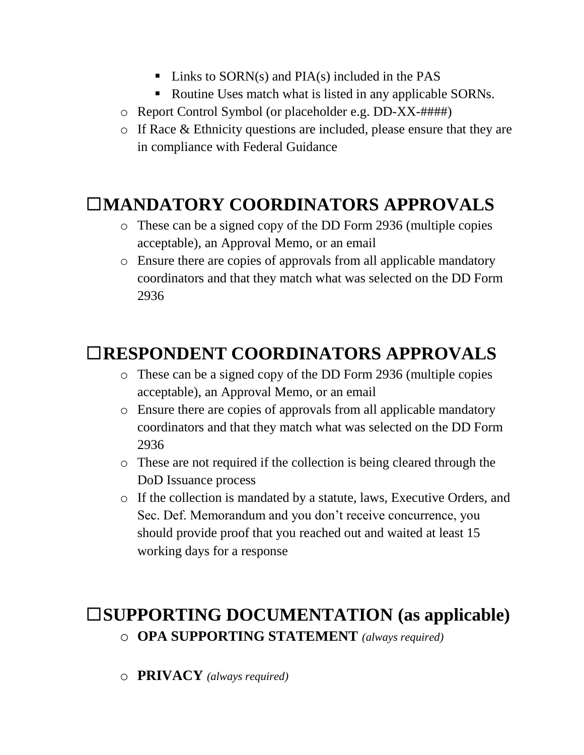- Links to SORN(s) and PIA(s) included in the PAS
    - Routine Uses match what is listed in any applicable SORNs.
  - Report Control Symbol (or placeholder e.g. DD-XX-####)
  - If Race & Ethnicity questions are included, please ensure that they are in compliance with Federal Guidance

## ☐MANDATORY COORDINATORS APPROVALS

- These can be a signed copy of the DD Form 2936 (multiple copies acceptable), an Approval Memo, or an email
- Ensure there are copies of approvals from all applicable mandatory coordinators and that they match what was selected on the DD Form 2936

## ☐RESPONDENT COORDINATORS APPROVALS

- These can be a signed copy of the DD Form 2936 (multiple copies acceptable), an Approval Memo, or an email
- Ensure there are copies of approvals from all applicable mandatory coordinators and that they match what was selected on the DD Form 2936
- These are not required if the collection is being cleared through the DoD Issuance process
- If the collection is mandated by a statute, laws, Executive Orders, and Sec. Def. Memorandum and you don't receive concurrence, you should provide proof that you reached out and waited at least 15 working days for a response

## ☐SUPPORTING DOCUMENTATION (as applicable)

- **OPA SUPPORTING STATEMENT** *(always required)*

- **PRIVACY** *(always required)*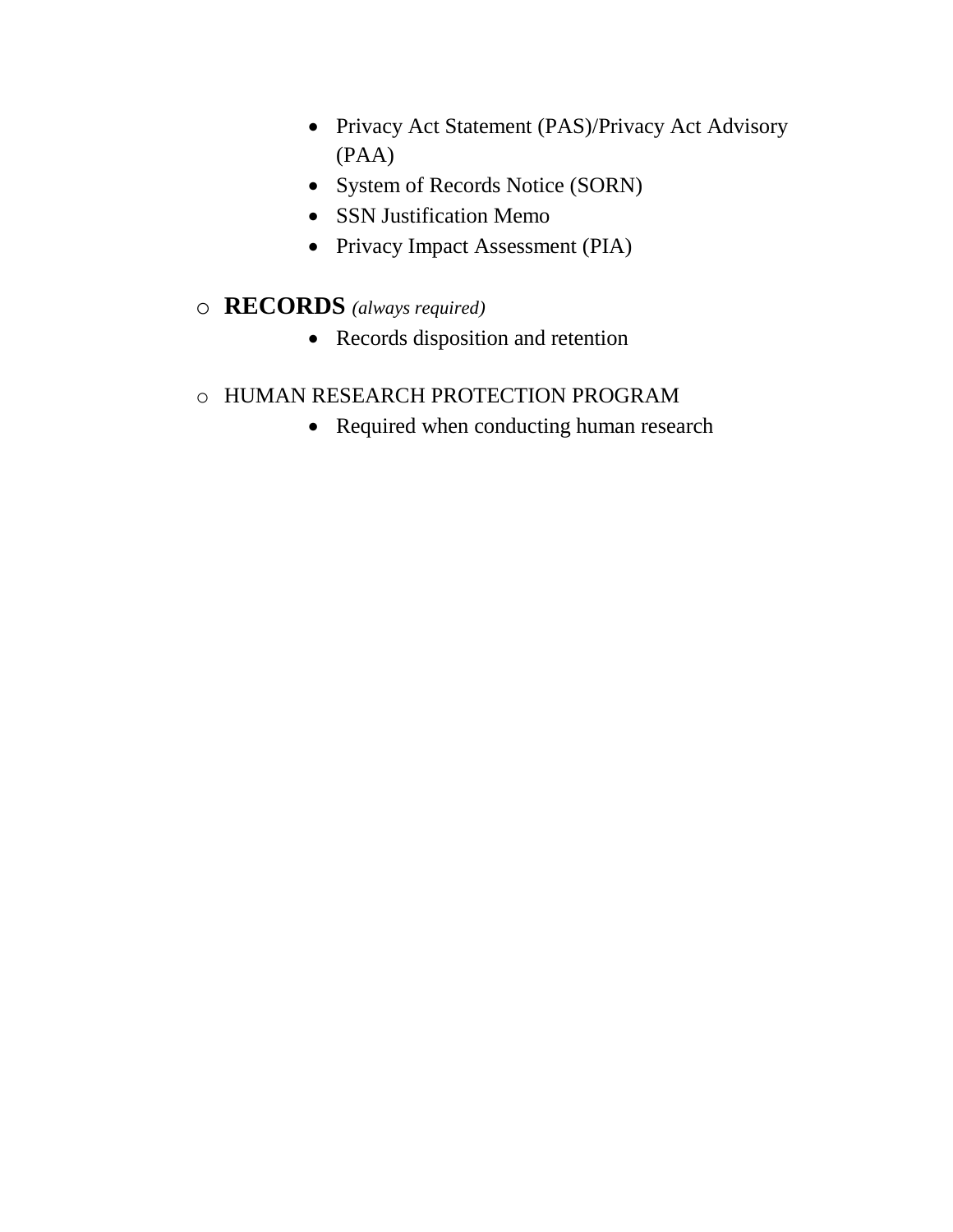- Privacy Act Statement (PAS)/Privacy Act Advisory (PAA)
- System of Records Notice (SORN)
- SSN Justification Memo
- Privacy Impact Assessment (PIA)

- **RECORDS** *(always required)*
  - Records disposition and retention

- HUMAN RESEARCH PROTECTION PROGRAM
  - Required when conducting human research